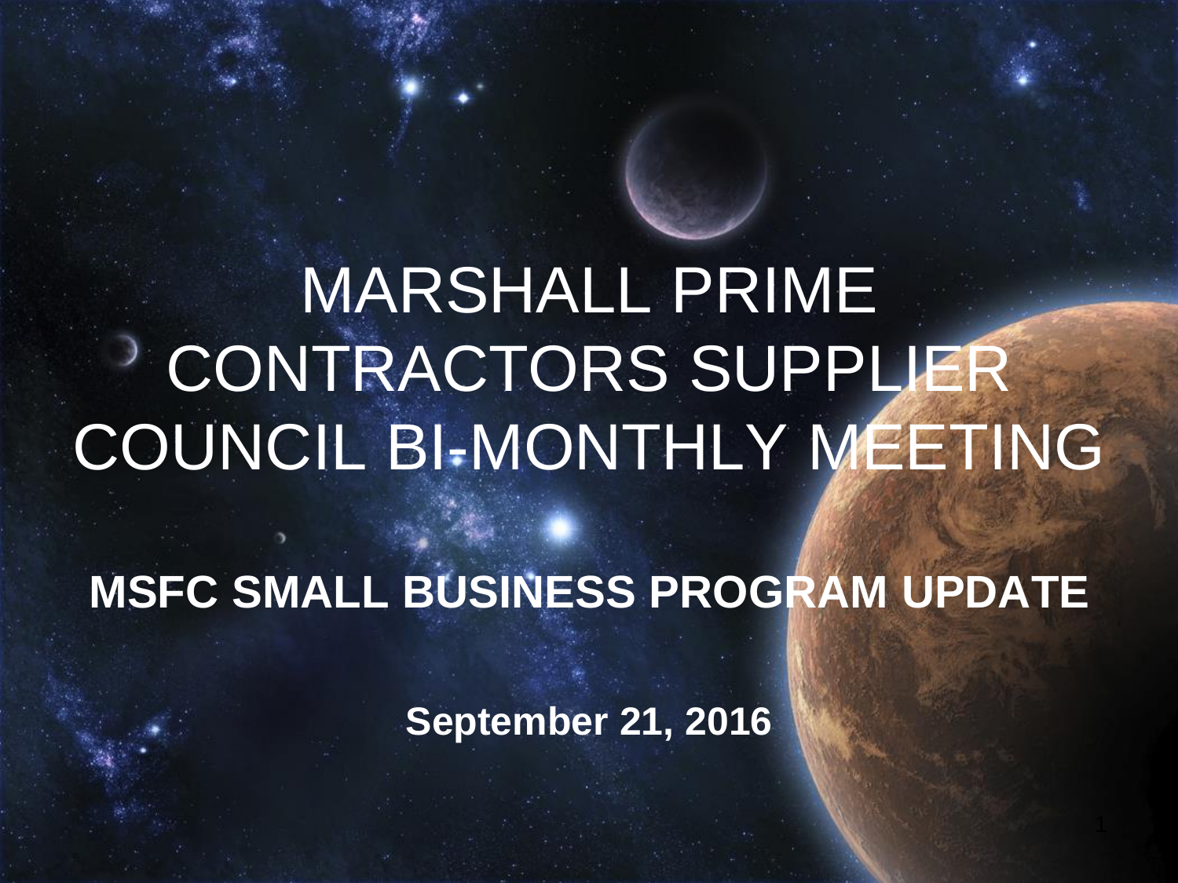# MARSHALL PRIME CONTRACTORS SUPPLIER COUNCIL BI-MONTHLY MEETING

## MSFC SMALL BUSINESS PROGRAM UPDATE

**September 21, 2016**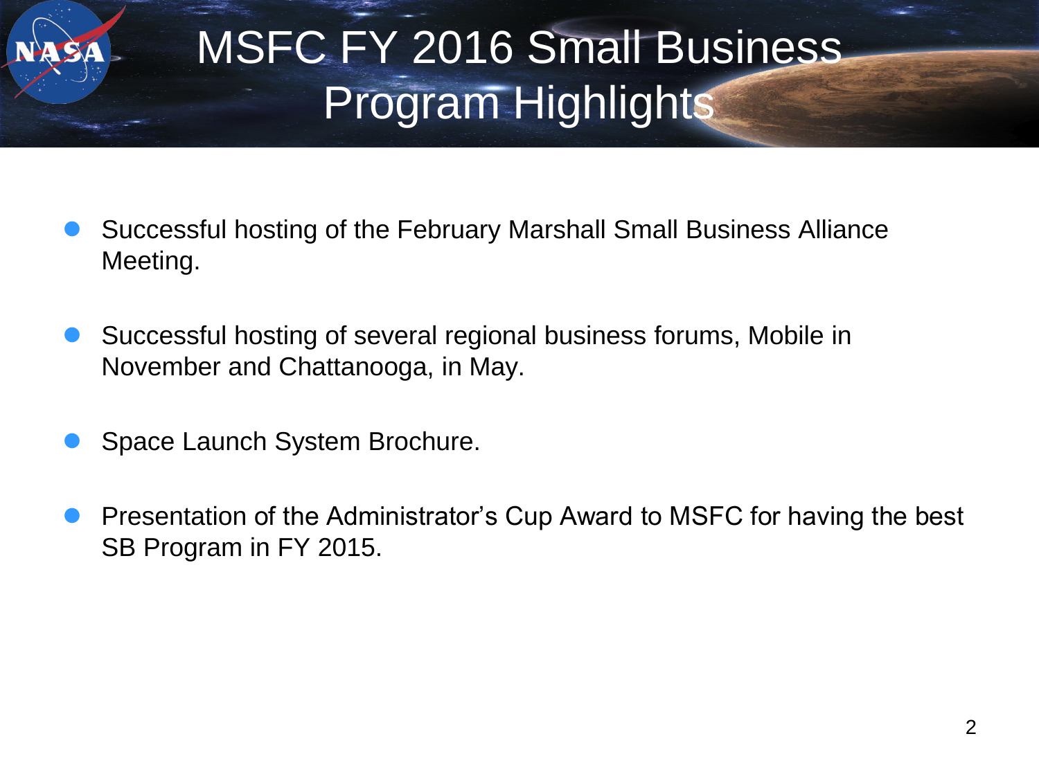# MSFC FY 2016 Small Business Program Highlights

- Successful hosting of the February Marshall Small Business Alliance Meeting.
- Successful hosting of several regional business forums, Mobile in November and Chattanooga, in May.
- Space Launch System Brochure.
- Presentation of the Administrator's Cup Award to MSFC for having the best SB Program in FY 2015.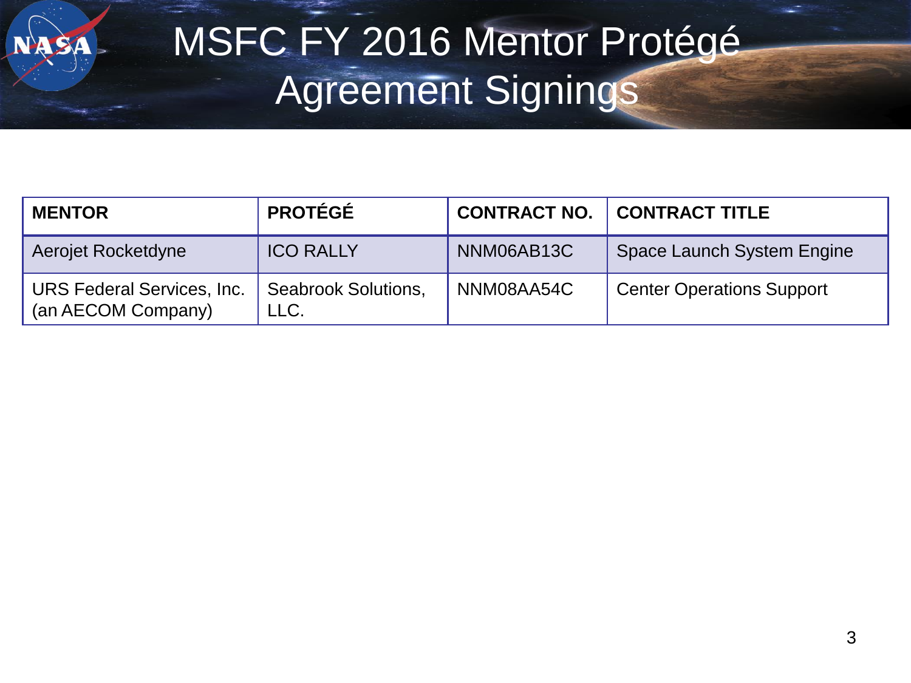# MSFC FY 2016 Mentor Protégé Agreement Signings

| MENTOR | PROTÉGÉ | CONTRACT NO. | CONTRACT TITLE |
|---|---|---|---|
| Aerojet Rocketdyne | ICO RALLY | NNM06AB13C | Space Launch System Engine |
| URS Federal Services, Inc. (an AECOM Company) | Seabrook Solutions, LLC. | NNM08AA54C | Center Operations Support |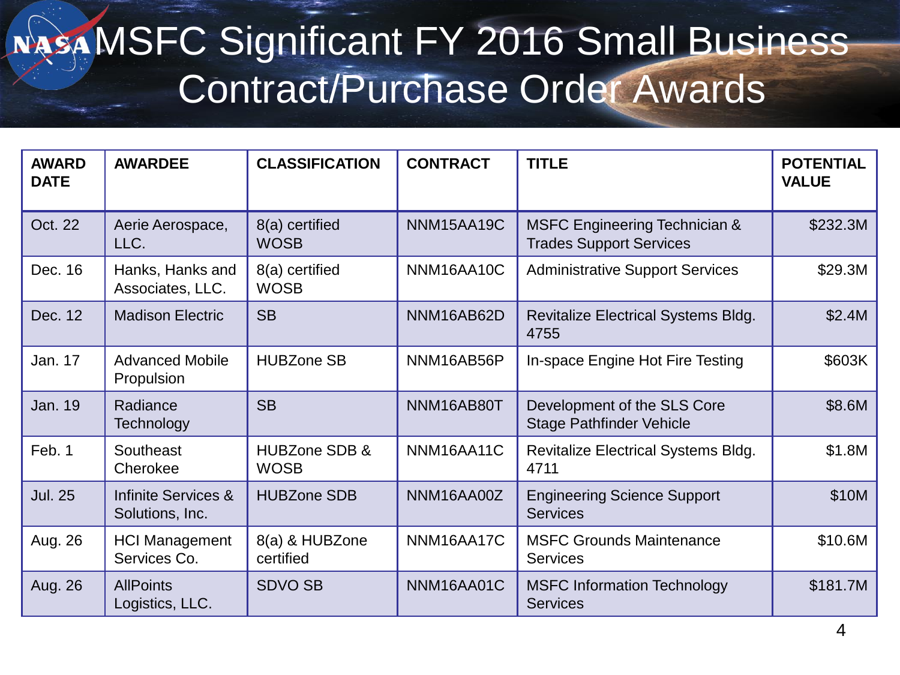# MSFC Significant FY 2016 Small Business Contract/Purchase Order Awards

| AWARD DATE | AWARDEE | CLASSIFICATION | CONTRACT | TITLE | POTENTIAL VALUE |
|---|---|---|---|---|---|
| Oct. 22 | Aerie Aerospace, LLC. | 8(a) certified WOSB | NNM15AA19C | MSFC Engineering Technician & Trades Support Services | $232.3M |
| Dec. 16 | Hanks, Hanks and Associates, LLC. | 8(a) certified WOSB | NNM16AA10C | Administrative Support Services | $29.3M |
| Dec. 12 | Madison Electric | SB | NNM16AB62D | Revitalize Electrical Systems Bldg. 4755 | $2.4M |
| Jan. 17 | Advanced Mobile Propulsion | HUBZone SB | NNM16AB56P | In-space Engine Hot Fire Testing | $603K |
| Jan. 19 | Radiance Technology | SB | NNM16AB80T | Development of the SLS Core Stage Pathfinder Vehicle | $8.6M |
| Feb. 1 | Southeast Cherokee | HUBZone SDB & WOSB | NNM16AA11C | Revitalize Electrical Systems Bldg. 4711 | $1.8M |
| Jul. 25 | Infinite Services & Solutions, Inc. | HUBZone SDB | NNM16AA00Z | Engineering Science Support Services | $10M |
| Aug. 26 | HCI Management Services Co. | 8(a) & HUBZone certified | NNM16AA17C | MSFC Grounds Maintenance Services | $10.6M |
| Aug. 26 | AllPoints Logistics, LLC. | SDVO SB | NNM16AA01C | MSFC Information Technology Services | $181.7M |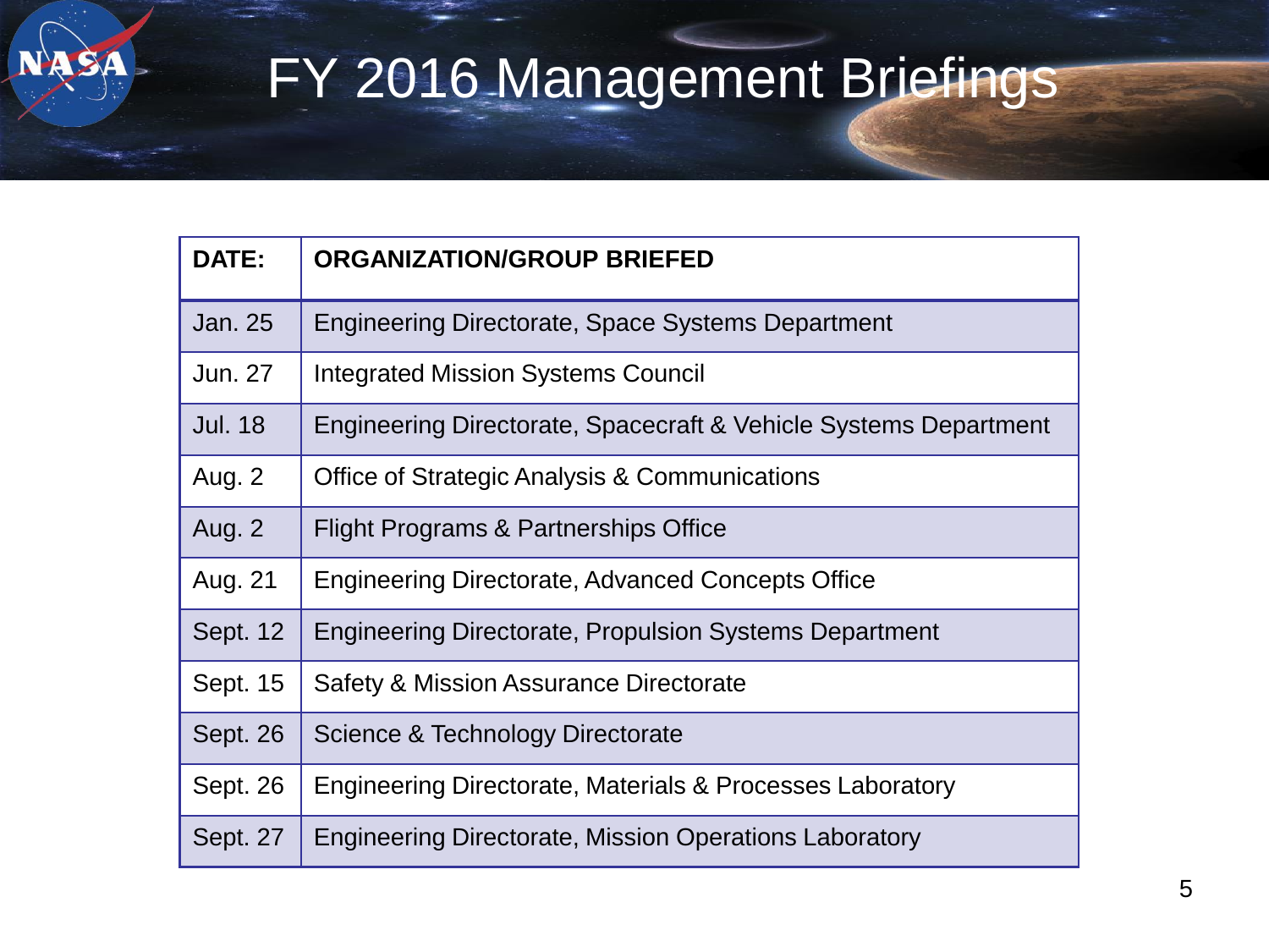# FY 2016 Management Briefings

| DATE: | ORGANIZATION/GROUP BRIEFED |
|---|---|
| Jan. 25 | Engineering Directorate, Space Systems Department |
| Jun. 27 | Integrated Mission Systems Council |
| Jul. 18 | Engineering Directorate, Spacecraft & Vehicle Systems Department |
| Aug. 2 | Office of Strategic Analysis & Communications |
| Aug. 2 | Flight Programs & Partnerships Office |
| Aug. 21 | Engineering Directorate, Advanced Concepts Office |
| Sept. 12 | Engineering Directorate, Propulsion Systems Department |
| Sept. 15 | Safety & Mission Assurance Directorate |
| Sept. 26 | Science & Technology Directorate |
| Sept. 26 | Engineering Directorate, Materials & Processes Laboratory |
| Sept. 27 | Engineering Directorate, Mission Operations Laboratory |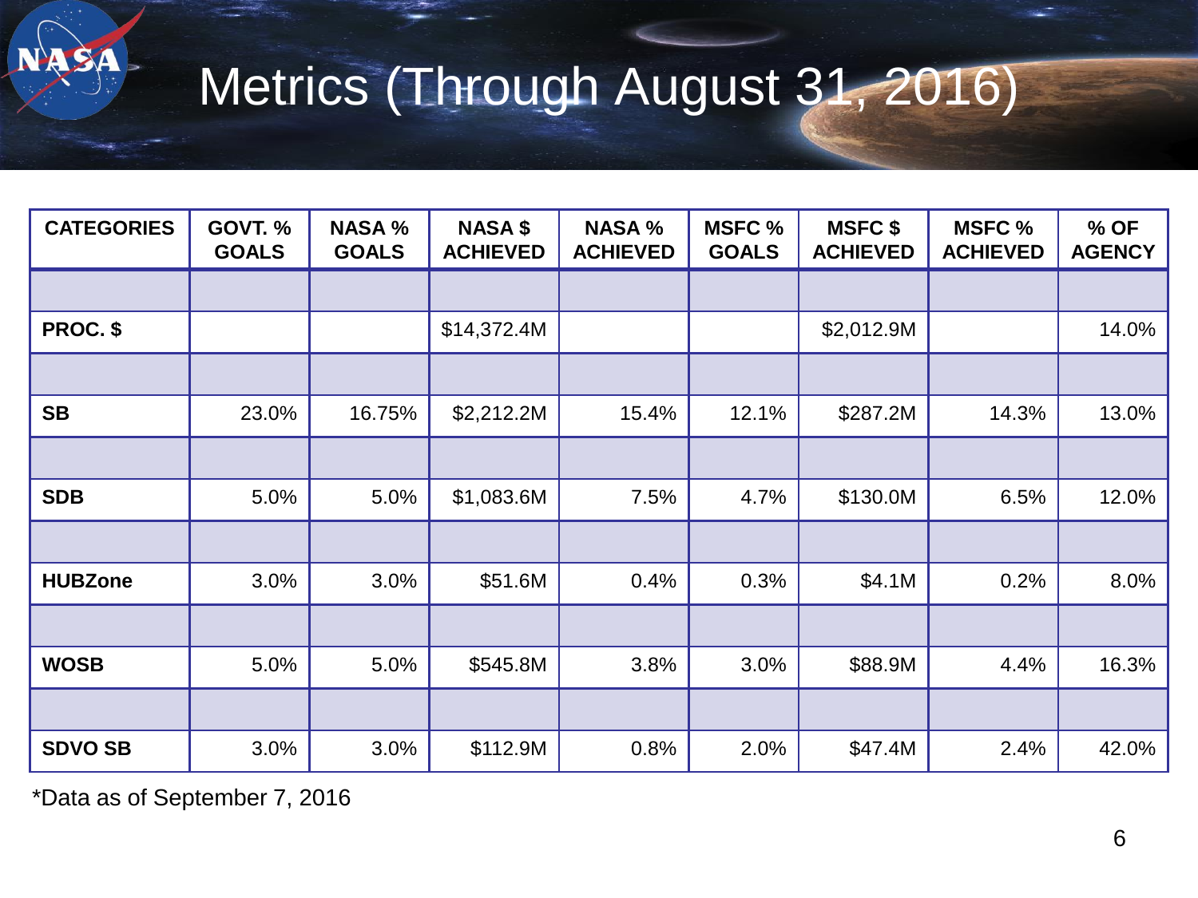# Metrics (Through August 31, 2016)

| CATEGORIES | GOVT. % GOALS | NASA % GOALS | NASA $ ACHIEVED | NASA % ACHIEVED | MSFC % GOALS | MSFC $ ACHIEVED | MSFC % ACHIEVED | % OF AGENCY |
|---|---|---|---|---|---|---|---|---|
| | | | | | | | | |
| **PROC. $** | | | $14,372.4M | | | $2,012.9M | | 14.0% |
| | | | | | | | | |
| **SB** | 23.0% | 16.75% | $2,212.2M | 15.4% | 12.1% | $287.2M | 14.3% | 13.0% |
| | | | | | | | | |
| **SDB** | 5.0% | 5.0% | $1,083.6M | 7.5% | 4.7% | $130.0M | 6.5% | 12.0% |
| | | | | | | | | |
| **HUBZone** | 3.0% | 3.0% | $51.6M | 0.4% | 0.3% | $4.1M | 0.2% | 8.0% |
| | | | | | | | | |
| **WOSB** | 5.0% | 5.0% | $545.8M | 3.8% | 3.0% | $88.9M | 4.4% | 16.3% |
| | | | | | | | | |
| **SDVO SB** | 3.0% | 3.0% | $112.9M | 0.8% | 2.0% | $47.4M | 2.4% | 42.0% |

*Data as of September 7, 2016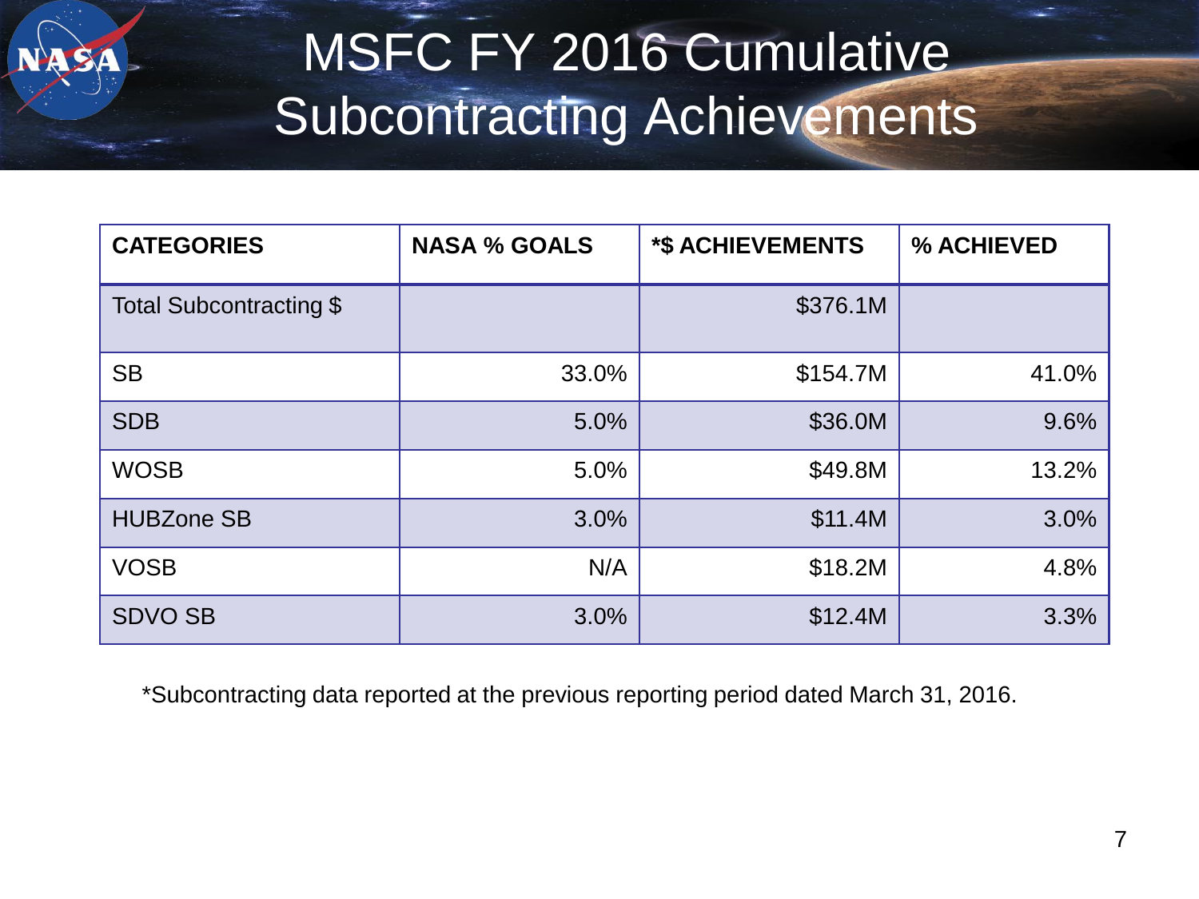# MSFC FY 2016 Cumulative Subcontracting Achievements

| CATEGORIES | NASA % GOALS | *$ ACHIEVEMENTS | % ACHIEVED |
|---|---|---|---|
| Total Subcontracting $ | | $376.1M | |
| SB | 33.0% | $154.7M | 41.0% |
| SDB | 5.0% | $36.0M | 9.6% |
| WOSB | 5.0% | $49.8M | 13.2% |
| HUBZone SB | 3.0% | $11.4M | 3.0% |
| VOSB | N/A | $18.2M | 4.8% |
| SDVO SB | 3.0% | $12.4M | 3.3% |

*Subcontracting data reported at the previous reporting period dated March 31, 2016.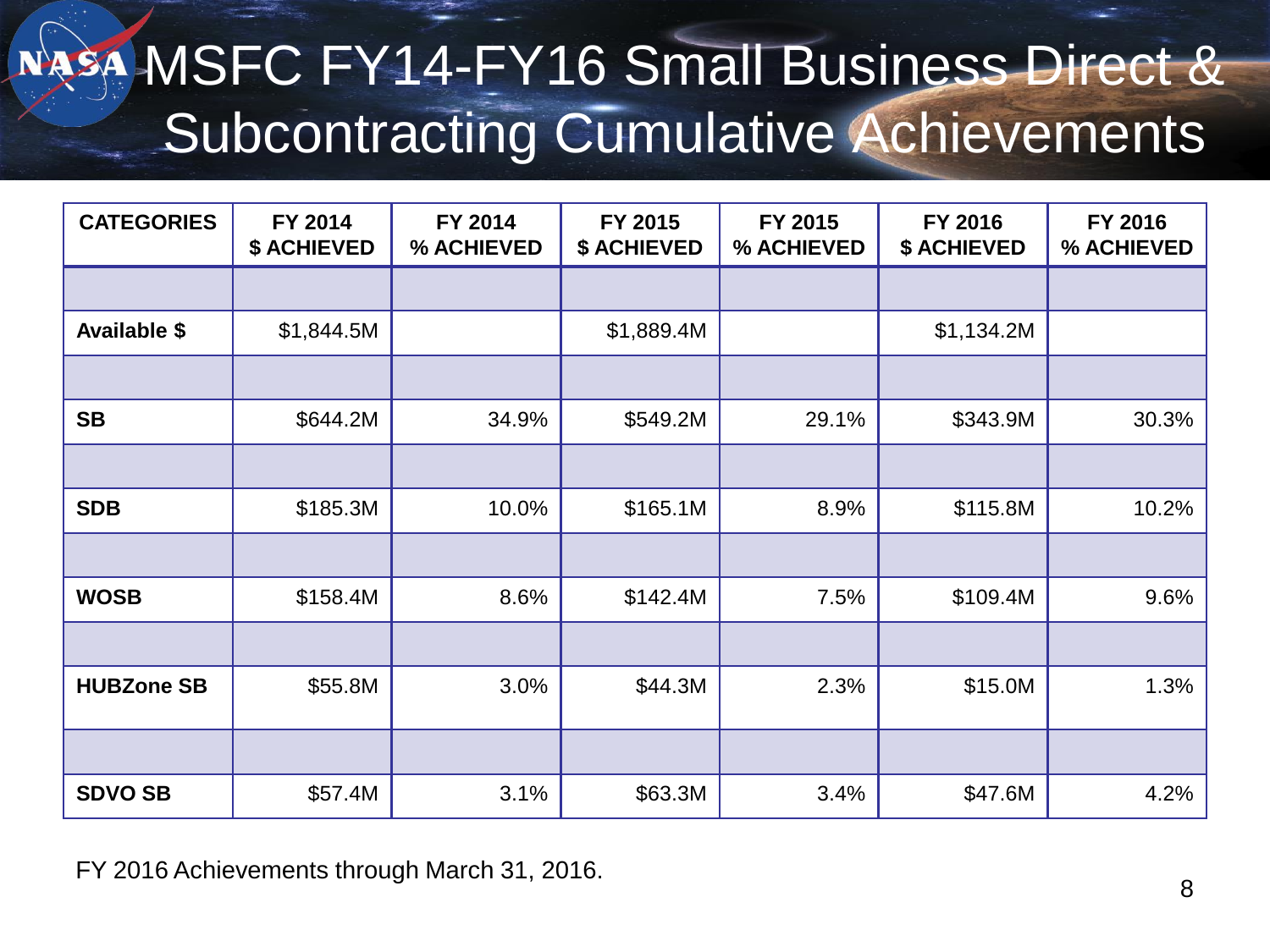# MSFC FY14-FY16 Small Business Direct & Subcontracting Cumulative Achievements

| CATEGORIES | FY 2014 $ ACHIEVED | FY 2014 % ACHIEVED | FY 2015 $ ACHIEVED | FY 2015 % ACHIEVED | FY 2016 $ ACHIEVED | FY 2016 % ACHIEVED |
|---|---|---|---|---|---|---|
| | | | | | | |
| **Available $** | $1,844.5M | | $1,889.4M | | $1,134.2M | |
| | | | | | | |
| **SB** | $644.2M | 34.9% | $549.2M | 29.1% | $343.9M | 30.3% |
| | | | | | | |
| **SDB** | $185.3M | 10.0% | $165.1M | 8.9% | $115.8M | 10.2% |
| | | | | | | |
| **WOSB** | $158.4M | 8.6% | $142.4M | 7.5% | $109.4M | 9.6% |
| | | | | | | |
| **HUBZone SB** | $55.8M | 3.0% | $44.3M | 2.3% | $15.0M | 1.3% |
| | | | | | | |
| **SDVO SB** | $57.4M | 3.1% | $63.3M | 3.4% | $47.6M | 4.2% |

FY 2016 Achievements through March 31, 2016.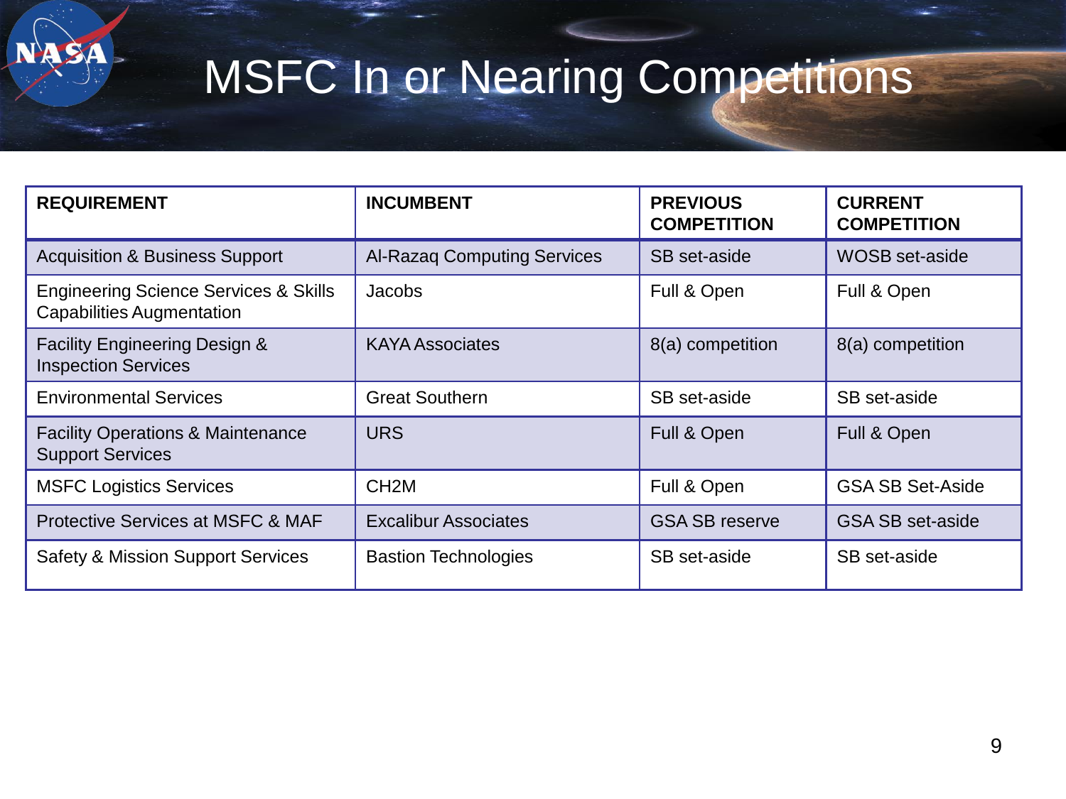# MSFC In or Nearing Competitions

| REQUIREMENT | INCUMBENT | PREVIOUS COMPETITION | CURRENT COMPETITION |
|---|---|---|---|
| Acquisition & Business Support | Al-Razaq Computing Services | SB set-aside | WOSB set-aside |
| Engineering Science Services & Skills Capabilities Augmentation | Jacobs | Full & Open | Full & Open |
| Facility Engineering Design & Inspection Services | KAYA Associates | 8(a) competition | 8(a) competition |
| Environmental Services | Great Southern | SB set-aside | SB set-aside |
| Facility Operations & Maintenance Support Services | URS | Full & Open | Full & Open |
| MSFC Logistics Services | CH2M | Full & Open | GSA SB Set-Aside |
| Protective Services at MSFC & MAF | Excalibur Associates | GSA SB reserve | GSA SB set-aside |
| Safety & Mission Support Services | Bastion Technologies | SB set-aside | SB set-aside |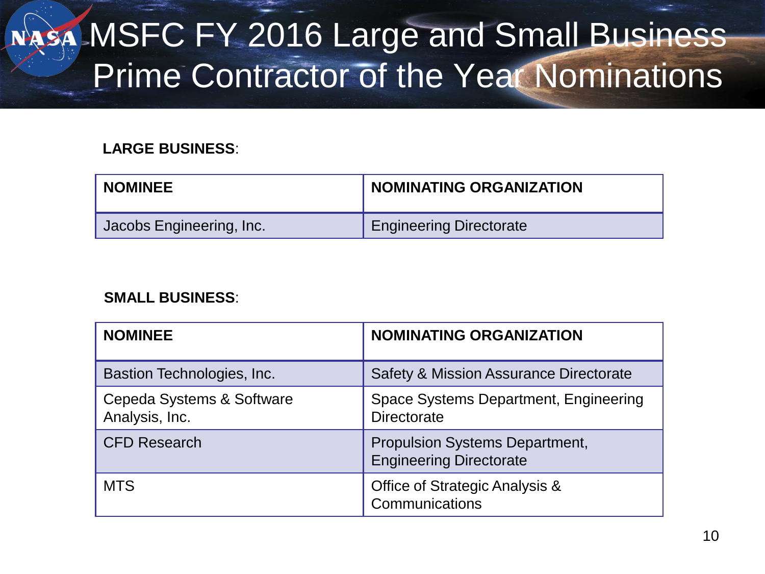# MSFC FY 2016 Large and Small Business Prime Contractor of the Year Nominations

**LARGE BUSINESS**:

| NOMINEE | NOMINATING ORGANIZATION |
| --- | --- |
| Jacobs Engineering, Inc. | Engineering Directorate |

**SMALL BUSINESS**:

| NOMINEE | NOMINATING ORGANIZATION |
| --- | --- |
| Bastion Technologies, Inc. | Safety & Mission Assurance Directorate |
| Cepeda Systems & Software Analysis, Inc. | Space Systems Department, Engineering Directorate |
| CFD Research | Propulsion Systems Department, Engineering Directorate |
| MTS | Office of Strategic Analysis & Communications |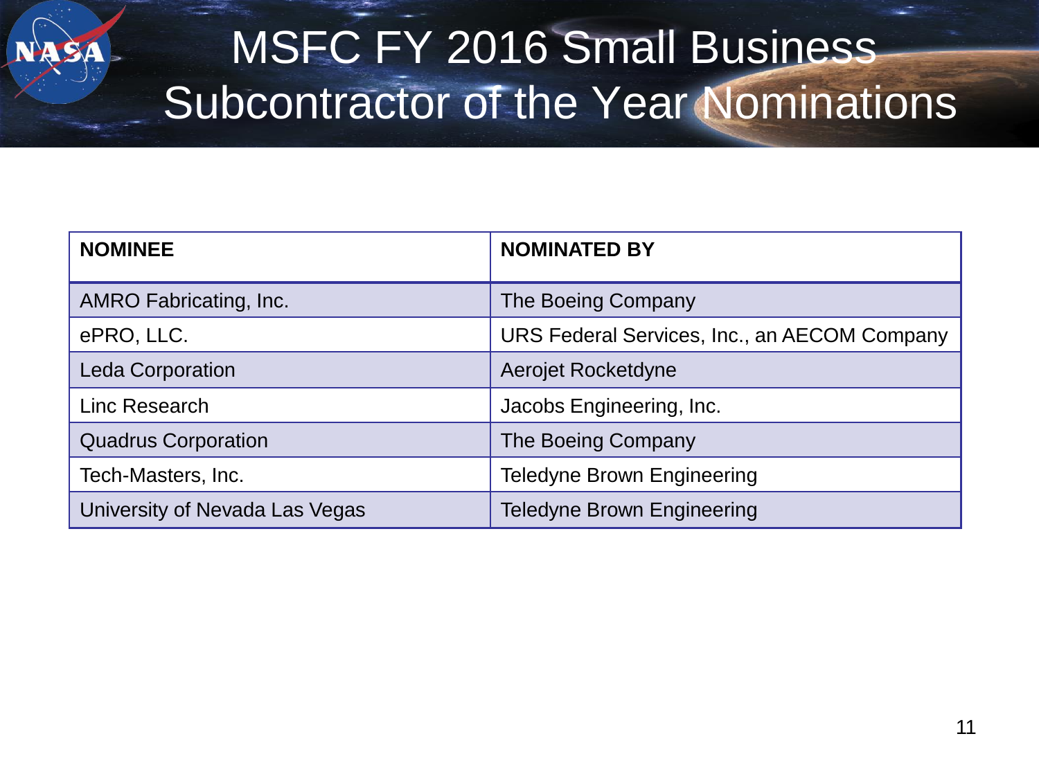# MSFC FY 2016 Small Business Subcontractor of the Year Nominations

| NOMINEE | NOMINATED BY |
| --- | --- |
| AMRO Fabricating, Inc. | The Boeing Company |
| ePRO, LLC. | URS Federal Services, Inc., an AECOM Company |
| Leda Corporation | Aerojet Rocketdyne |
| Linc Research | Jacobs Engineering, Inc. |
| Quadrus Corporation | The Boeing Company |
| Tech-Masters, Inc. | Teledyne Brown Engineering |
| University of Nevada Las Vegas | Teledyne Brown Engineering |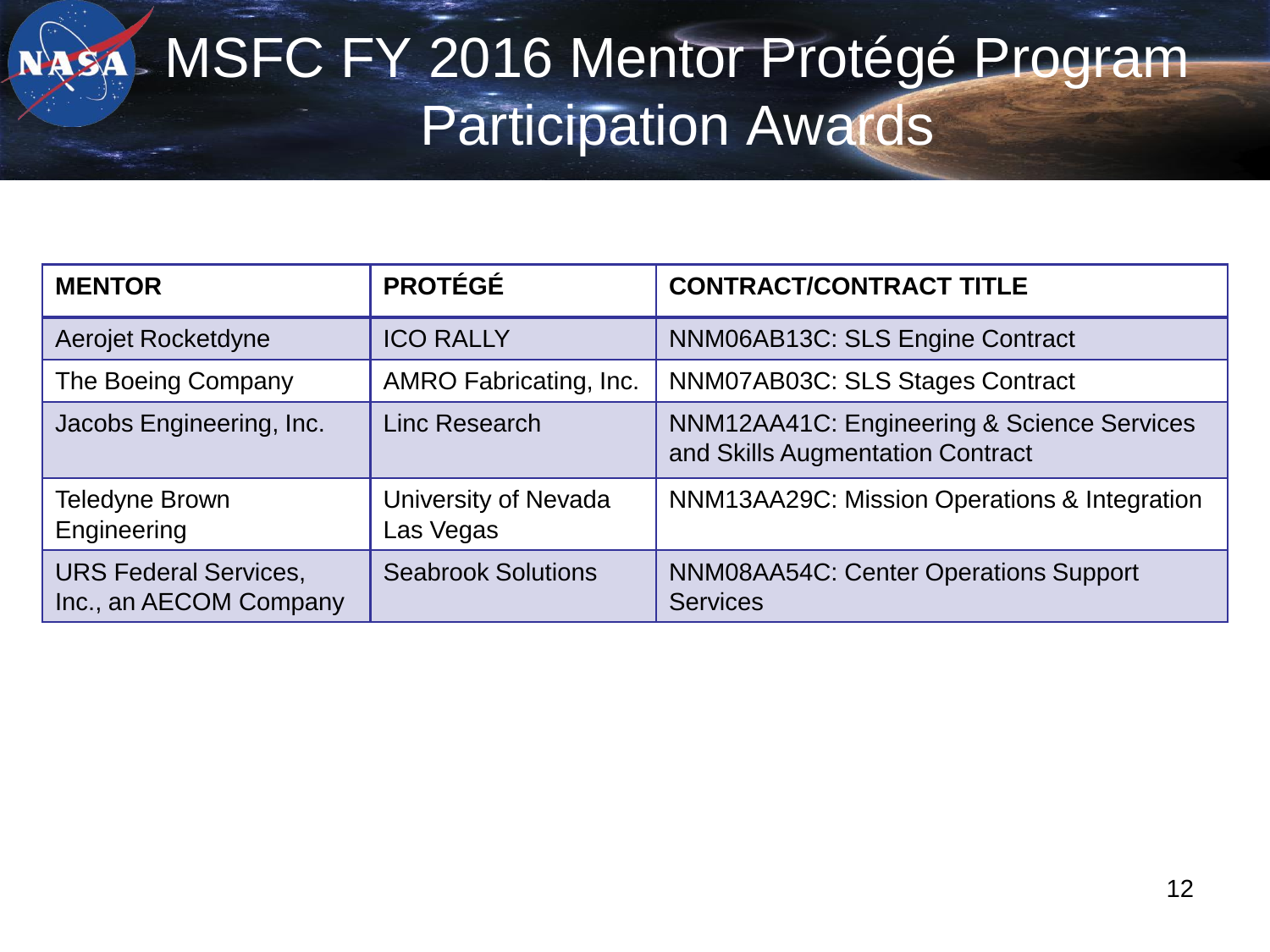# MSFC FY 2016 Mentor Protégé Program Participation Awards

| MENTOR | PROTÉGÉ | CONTRACT/CONTRACT TITLE |
|---|---|---|
| Aerojet Rocketdyne | ICO RALLY | NNM06AB13C: SLS Engine Contract |
| The Boeing Company | AMRO Fabricating, Inc. | NNM07AB03C: SLS Stages Contract |
| Jacobs Engineering, Inc. | Linc Research | NNM12AA41C: Engineering & Science Services and Skills Augmentation Contract |
| Teledyne Brown Engineering | University of Nevada Las Vegas | NNM13AA29C: Mission Operations & Integration |
| URS Federal Services, Inc., an AECOM Company | Seabrook Solutions | NNM08AA54C: Center Operations Support Services |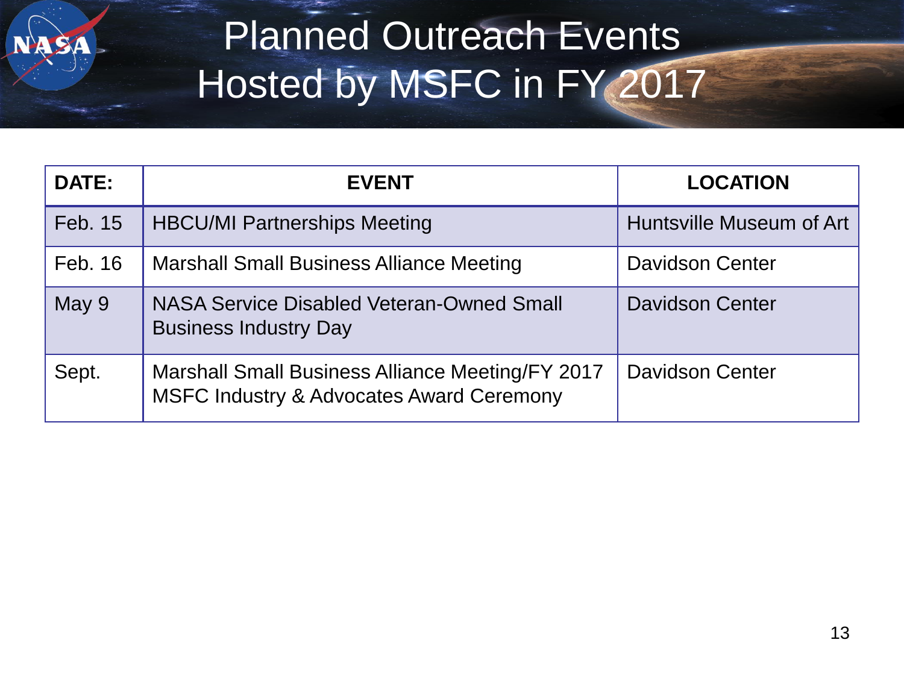# Planned Outreach Events Hosted by MSFC in FY 2017

| DATE: | EVENT | LOCATION |
| --- | --- | --- |
| Feb. 15 | HBCU/MI Partnerships Meeting | Huntsville Museum of Art |
| Feb. 16 | Marshall Small Business Alliance Meeting | Davidson Center |
| May 9 | NASA Service Disabled Veteran-Owned Small Business Industry Day | Davidson Center |
| Sept. | Marshall Small Business Alliance Meeting/FY 2017 MSFC Industry & Advocates Award Ceremony | Davidson Center |